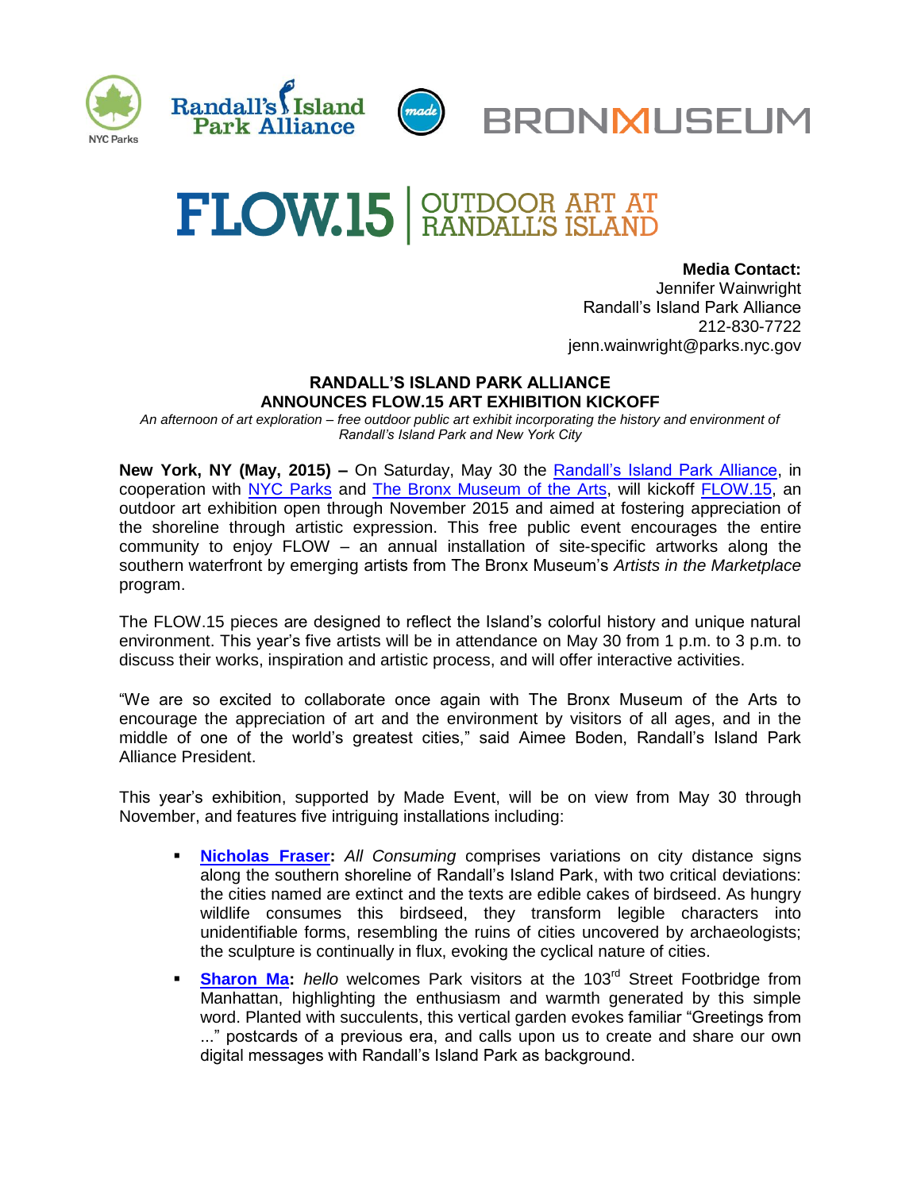# FLOW.15 | OUTDOOR ART AT RANDALL'S ISLAND

**Media Contact:**
Jennifer Wainwright
Randall's Island Park Alliance
212-830-7722
jenn.wainwright@parks.nyc.gov

## RANDALL'S ISLAND PARK ALLIANCE ANNOUNCES FLOW.15 ART EXHIBITION KICKOFF

*An afternoon of art exploration – free outdoor public art exhibit incorporating the history and environment of Randall's Island Park and New York City*

**New York, NY (May, 2015) –** On Saturday, May 30 the Randall's Island Park Alliance, in cooperation with NYC Parks and The Bronx Museum of the Arts, will kickoff FLOW.15, an outdoor art exhibition open through November 2015 and aimed at fostering appreciation of the shoreline through artistic expression. This free public event encourages the entire community to enjoy FLOW – an annual installation of site-specific artworks along the southern waterfront by emerging artists from The Bronx Museum's *Artists in the Marketplace* program.

The FLOW.15 pieces are designed to reflect the Island's colorful history and unique natural environment. This year's five artists will be in attendance on May 30 from 1 p.m. to 3 p.m. to discuss their works, inspiration and artistic process, and will offer interactive activities.

"We are so excited to collaborate once again with The Bronx Museum of the Arts to encourage the appreciation of art and the environment by visitors of all ages, and in the middle of one of the world's greatest cities," said Aimee Boden, Randall's Island Park Alliance President.

This year's exhibition, supported by Made Event, will be on view from May 30 through November, and features five intriguing installations including:

- **Nicholas Fraser:** *All Consuming* comprises variations on city distance signs along the southern shoreline of Randall's Island Park, with two critical deviations: the cities named are extinct and the texts are edible cakes of birdseed. As hungry wildlife consumes this birdseed, they transform legible characters into unidentifiable forms, resembling the ruins of cities uncovered by archaeologists; the sculpture is continually in flux, evoking the cyclical nature of cities.
- **Sharon Ma:** *hello* welcomes Park visitors at the 103rd Street Footbridge from Manhattan, highlighting the enthusiasm and warmth generated by this simple word. Planted with succulents, this vertical garden evokes familiar "Greetings from ..." postcards of a previous era, and calls upon us to create and share our own digital messages with Randall's Island Park as background.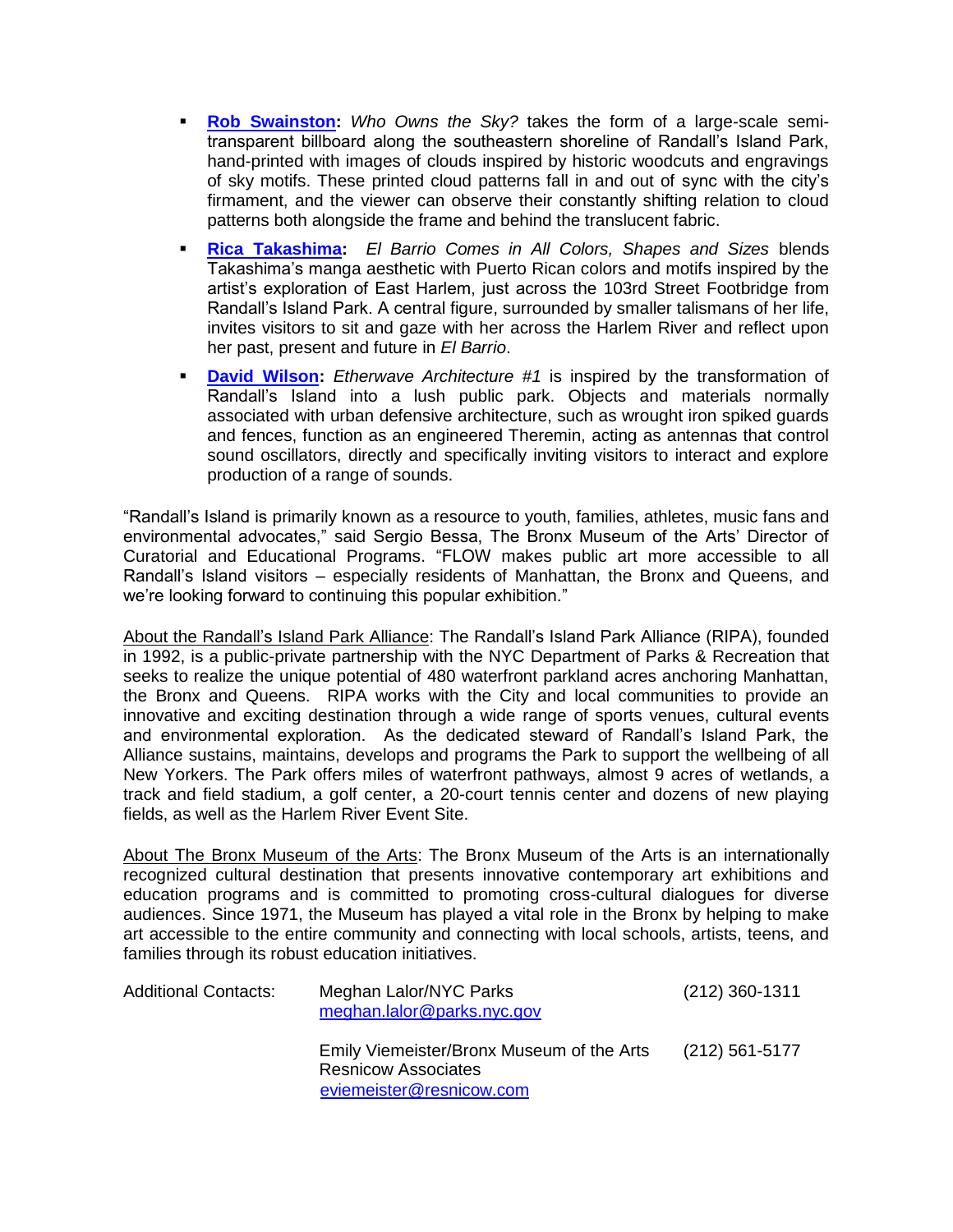- **Rob Swainston:** *Who Owns the Sky?* takes the form of a large-scale semi-transparent billboard along the southeastern shoreline of Randall's Island Park, hand-printed with images of clouds inspired by historic woodcuts and engravings of sky motifs. These printed cloud patterns fall in and out of sync with the city's firmament, and the viewer can observe their constantly shifting relation to cloud patterns both alongside the frame and behind the translucent fabric.
- **Rica Takashima:** *El Barrio Comes in All Colors, Shapes and Sizes* blends Takashima's manga aesthetic with Puerto Rican colors and motifs inspired by the artist's exploration of East Harlem, just across the 103rd Street Footbridge from Randall's Island Park. A central figure, surrounded by smaller talismans of her life, invites visitors to sit and gaze with her across the Harlem River and reflect upon her past, present and future in *El Barrio*.
- **David Wilson:** *Etherwave Architecture #1* is inspired by the transformation of Randall's Island into a lush public park. Objects and materials normally associated with urban defensive architecture, such as wrought iron spiked guards and fences, function as an engineered Theremin, acting as antennas that control sound oscillators, directly and specifically inviting visitors to interact and explore production of a range of sounds.

"Randall's Island is primarily known as a resource to youth, families, athletes, music fans and environmental advocates," said Sergio Bessa, The Bronx Museum of the Arts' Director of Curatorial and Educational Programs. "FLOW makes public art more accessible to all Randall's Island visitors – especially residents of Manhattan, the Bronx and Queens, and we're looking forward to continuing this popular exhibition."

About the Randall's Island Park Alliance: The Randall's Island Park Alliance (RIPA), founded in 1992, is a public-private partnership with the NYC Department of Parks & Recreation that seeks to realize the unique potential of 480 waterfront parkland acres anchoring Manhattan, the Bronx and Queens. RIPA works with the City and local communities to provide an innovative and exciting destination through a wide range of sports venues, cultural events and environmental exploration. As the dedicated steward of Randall's Island Park, the Alliance sustains, maintains, develops and programs the Park to support the wellbeing of all New Yorkers. The Park offers miles of waterfront pathways, almost 9 acres of wetlands, a track and field stadium, a golf center, a 20-court tennis center and dozens of new playing fields, as well as the Harlem River Event Site.

About The Bronx Museum of the Arts: The Bronx Museum of the Arts is an internationally recognized cultural destination that presents innovative contemporary art exhibitions and education programs and is committed to promoting cross-cultural dialogues for diverse audiences. Since 1971, the Museum has played a vital role in the Bronx by helping to make art accessible to the entire community and connecting with local schools, artists, teens, and families through its robust education initiatives.

| | | |
|---|---|---|
| Additional Contacts: | Meghan Lalor/NYC Parks<br>meghan.lalor@parks.nyc.gov | (212) 360-1311 |
| | Emily Viemeister/Bronx Museum of the Arts<br>Resnicow Associates<br>eviemeister@resnicow.com | (212) 561-5177 |